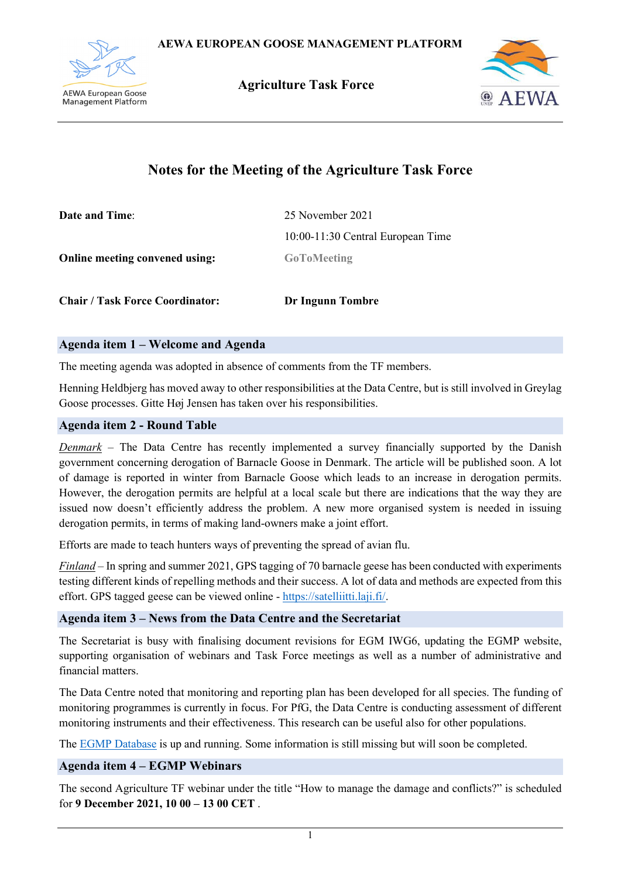AEWA EUROPEAN GOOSE MANAGEMENT PLATFORM

AEWA European Goose Management Platform

**Agriculture Task Force**

AEWA

# Notes for the Meeting of the Agriculture Task Force

| | |
|---|---|
| **Date and Time**: | 25 November 2021 |
| | 10:00-11:30 Central European Time |
| **Online meeting convened using:** | GoToMeeting |
| **Chair / Task Force Coordinator:** | **Dr Ingunn Tombre** |

## Agenda item 1 – Welcome and Agenda

The meeting agenda was adopted in absence of comments from the TF members.

Henning Heldbjerg has moved away to other responsibilities at the Data Centre, but is still involved in Greylag Goose processes. Gitte Høj Jensen has taken over his responsibilities.

## Agenda item 2 - Round Table

*Denmark* – The Data Centre has recently implemented a survey financially supported by the Danish government concerning derogation of Barnacle Goose in Denmark. The article will be published soon. A lot of damage is reported in winter from Barnacle Goose which leads to an increase in derogation permits. However, the derogation permits are helpful at a local scale but there are indications that the way they are issued now doesn't efficiently address the problem. A new more organised system is needed in issuing derogation permits, in terms of making land-owners make a joint effort.

Efforts are made to teach hunters ways of preventing the spread of avian flu.

*Finland* – In spring and summer 2021, GPS tagging of 70 barnacle geese has been conducted with experiments testing different kinds of repelling methods and their success. A lot of data and methods are expected from this effort. GPS tagged geese can be viewed online - [https://satelliitti.laji.fi/](https://satelliitti.laji.fi/).

## Agenda item 3 – News from the Data Centre and the Secretariat

The Secretariat is busy with finalising document revisions for EGM IWG6, updating the EGMP website, supporting organisation of webinars and Task Force meetings as well as a number of administrative and financial matters.

The Data Centre noted that monitoring and reporting plan has been developed for all species. The funding of monitoring programmes is currently in focus. For PfG, the Data Centre is conducting assessment of different monitoring instruments and their effectiveness. This research can be useful also for other populations.

The EGMP Database is up and running. Some information is still missing but will soon be completed.

## Agenda item 4 – EGMP Webinars

The second Agriculture TF webinar under the title "How to manage the damage and conflicts?" is scheduled for **9 December 2021, 10 00 – 13 00 CET** .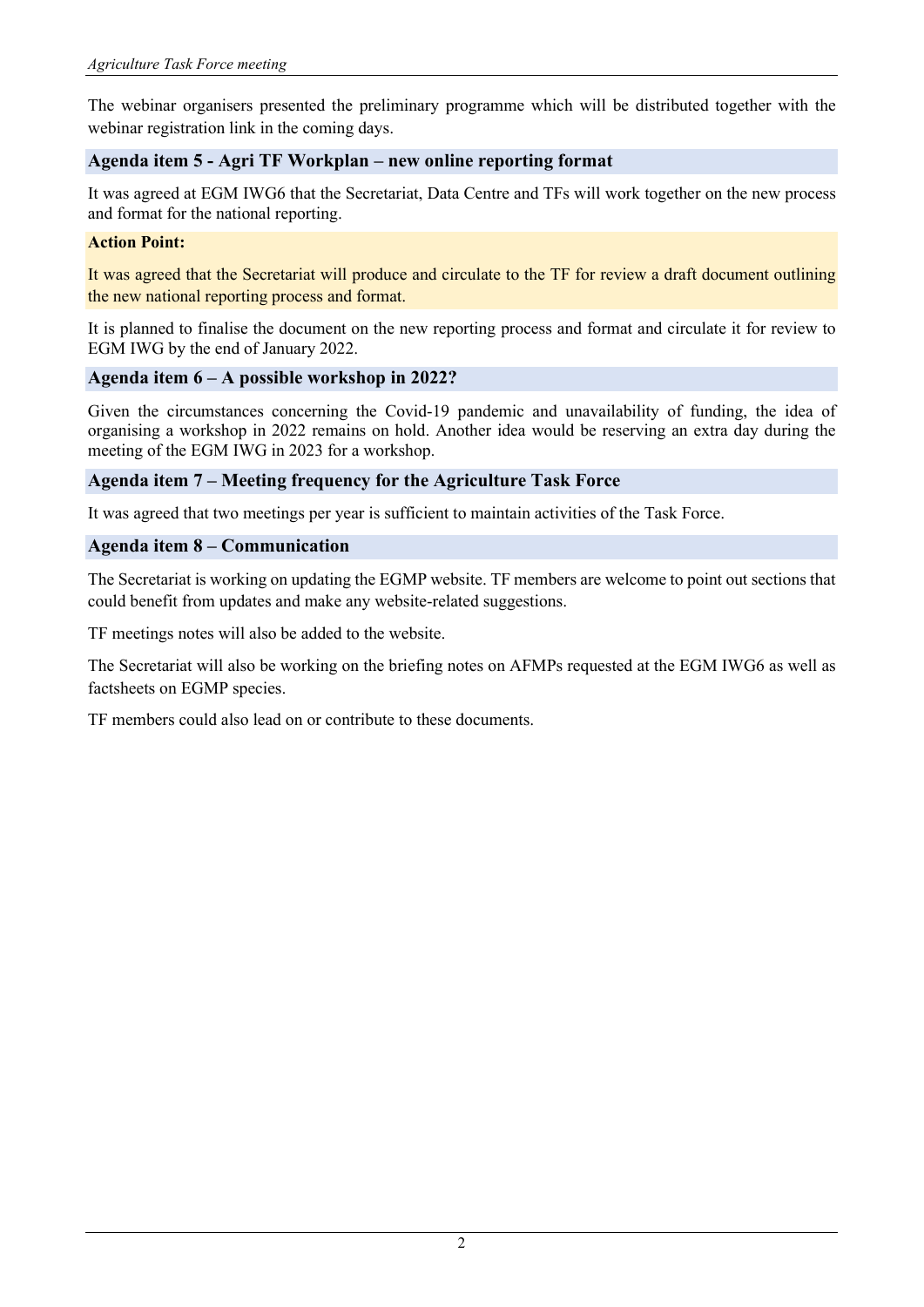The webinar organisers presented the preliminary programme which will be distributed together with the webinar registration link in the coming days.

## Agenda item 5 - Agri TF Workplan – new online reporting format

It was agreed at EGM IWG6 that the Secretariat, Data Centre and TFs will work together on the new process and format for the national reporting.

**Action Point:**

It was agreed that the Secretariat will produce and circulate to the TF for review a draft document outlining the new national reporting process and format.

It is planned to finalise the document on the new reporting process and format and circulate it for review to EGM IWG by the end of January 2022.

## Agenda item 6 – A possible workshop in 2022?

Given the circumstances concerning the Covid-19 pandemic and unavailability of funding, the idea of organising a workshop in 2022 remains on hold. Another idea would be reserving an extra day during the meeting of the EGM IWG in 2023 for a workshop.

## Agenda item 7 – Meeting frequency for the Agriculture Task Force

It was agreed that two meetings per year is sufficient to maintain activities of the Task Force.

## Agenda item 8 – Communication

The Secretariat is working on updating the EGMP website. TF members are welcome to point out sections that could benefit from updates and make any website-related suggestions.

TF meetings notes will also be added to the website.

The Secretariat will also be working on the briefing notes on AFMPs requested at the EGM IWG6 as well as factsheets on EGMP species.

TF members could also lead on or contribute to these documents.